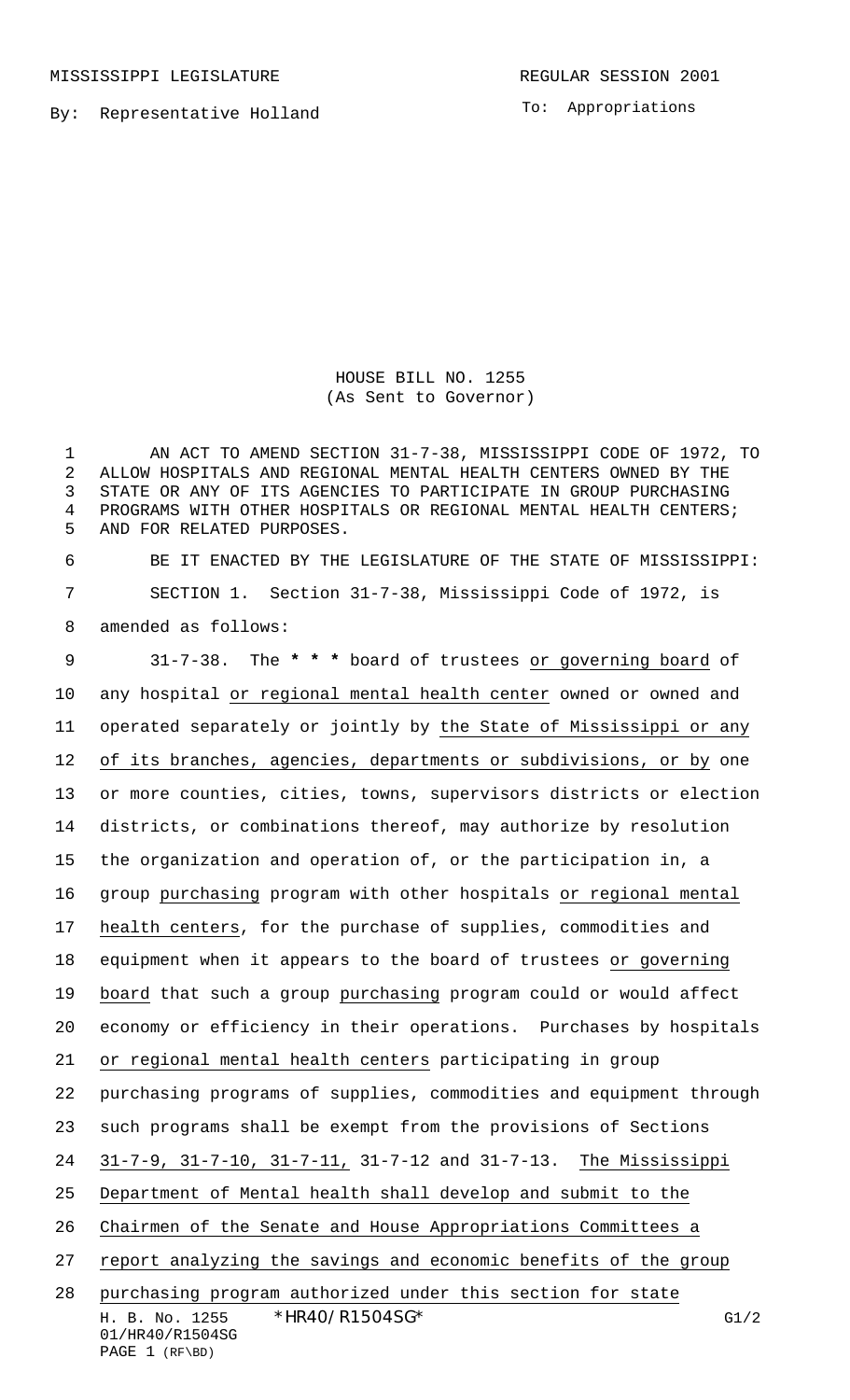MISSISSIPPI LEGISLATURE REGULAR SESSION 2001

By: Representative Holland

To: Appropriations

# HOUSE BILL NO. 1255
(As Sent to Governor)

AN ACT TO AMEND SECTION 31-7-38, MISSISSIPPI CODE OF 1972, TO ALLOW HOSPITALS AND REGIONAL MENTAL HEALTH CENTERS OWNED BY THE STATE OR ANY OF ITS AGENCIES TO PARTICIPATE IN GROUP PURCHASING PROGRAMS WITH OTHER HOSPITALS OR REGIONAL MENTAL HEALTH CENTERS; AND FOR RELATED PURPOSES.

BE IT ENACTED BY THE LEGISLATURE OF THE STATE OF MISSISSIPPI:

SECTION 1. Section 31-7-38, Mississippi Code of 1972, is amended as follows:

31-7-38. The * * * board of trustees or governing board of any hospital or regional mental health center owned or owned and operated separately or jointly by the State of Mississippi or any of its branches, agencies, departments or subdivisions, or by one or more counties, cities, towns, supervisors districts or election districts, or combinations thereof, may authorize by resolution the organization and operation of, or the participation in, a group purchasing program with other hospitals or regional mental health centers, for the purchase of supplies, commodities and equipment when it appears to the board of trustees or governing board that such a group purchasing program could or would affect economy or efficiency in their operations. Purchases by hospitals or regional mental health centers participating in group purchasing programs of supplies, commodities and equipment through such programs shall be exempt from the provisions of Sections 31-7-9, 31-7-10, 31-7-11, 31-7-12 and 31-7-13. The Mississippi Department of Mental health shall develop and submit to the Chairmen of the Senate and House Appropriations Committees a report analyzing the savings and economic benefits of the group purchasing program authorized under this section for state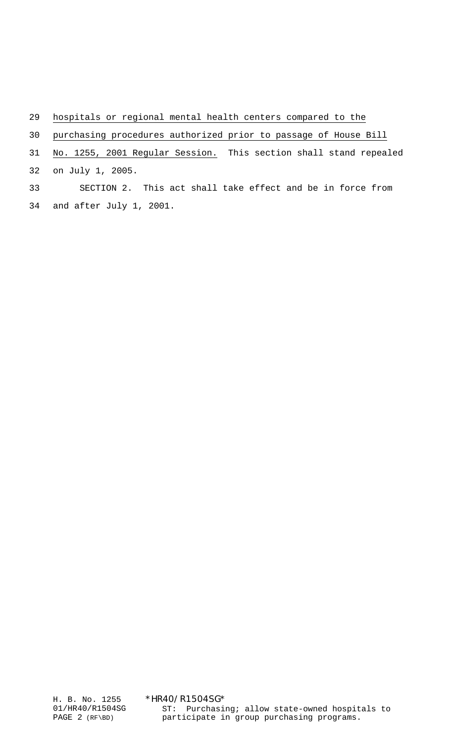29 hospitals or regional mental health centers compared to the

30 purchasing procedures authorized prior to passage of House Bill

31 No. 1255, 2001 Regular Session. This section shall stand repealed

32 on July 1, 2005.

33 SECTION 2. This act shall take effect and be in force from

34 and after July 1, 2001.